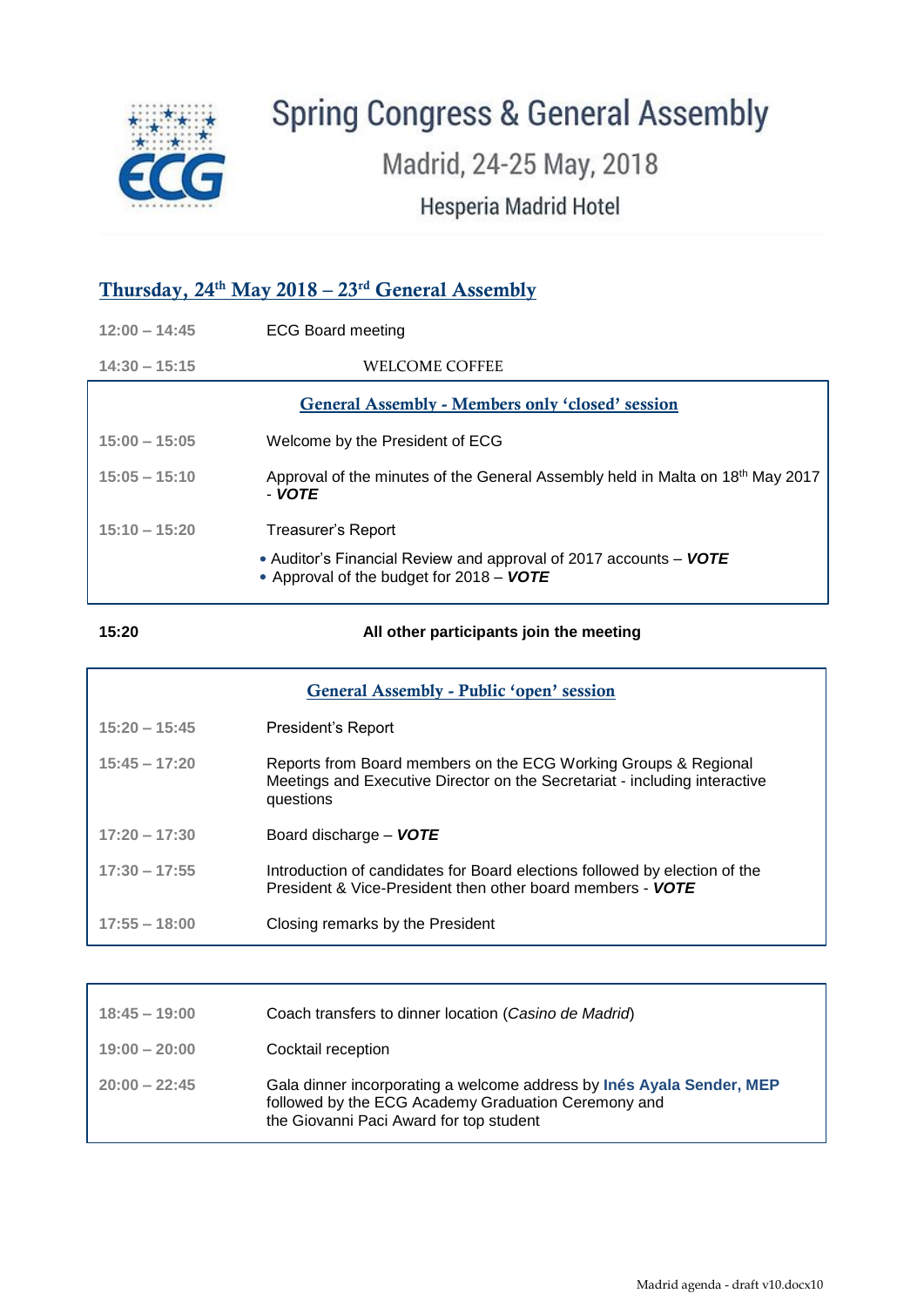# Spring Congress & General Assembly

## Madrid, 24-25 May, 2018

### Hesperia Madrid Hotel

## Thursday, 24th May 2018 – 23rd General Assembly

| | |
|---|---|
| 12:00 – 14:45 | ECG Board meeting |
| 14:30 – 15:15 | WELCOME COFFEE |

### General Assembly - Members only 'closed' session

| | |
|---|---|
| 15:00 – 15:05 | Welcome by the President of ECG |
| 15:05 – 15:10 | Approval of the minutes of the General Assembly held in Malta on 18th May 2017 - ***VOTE*** |
| 15:10 – 15:20 | Treasurer's Report |

- Auditor's Financial Review and approval of 2017 accounts – ***VOTE***
- Approval of the budget for 2018 – ***VOTE***

**15:20** **All other participants join the meeting**

### General Assembly - Public 'open' session

| | |
|---|---|
| 15:20 – 15:45 | President's Report |
| 15:45 – 17:20 | Reports from Board members on the ECG Working Groups & Regional Meetings and Executive Director on the Secretariat - including interactive questions |
| 17:20 – 17:30 | Board discharge – ***VOTE*** |
| 17:30 – 17:55 | Introduction of candidates for Board elections followed by election of the President & Vice-President then other board members - ***VOTE*** |
| 17:55 – 18:00 | Closing remarks by the President |

| | |
|---|---|
| 18:45 – 19:00 | Coach transfers to dinner location (*Casino de Madrid*) |
| 19:00 – 20:00 | Cocktail reception |
| 20:00 – 22:45 | Gala dinner incorporating a welcome address by **Inés Ayala Sender, MEP** followed by the ECG Academy Graduation Ceremony and the Giovanni Paci Award for top student |

Madrid agenda - draft v10.docx10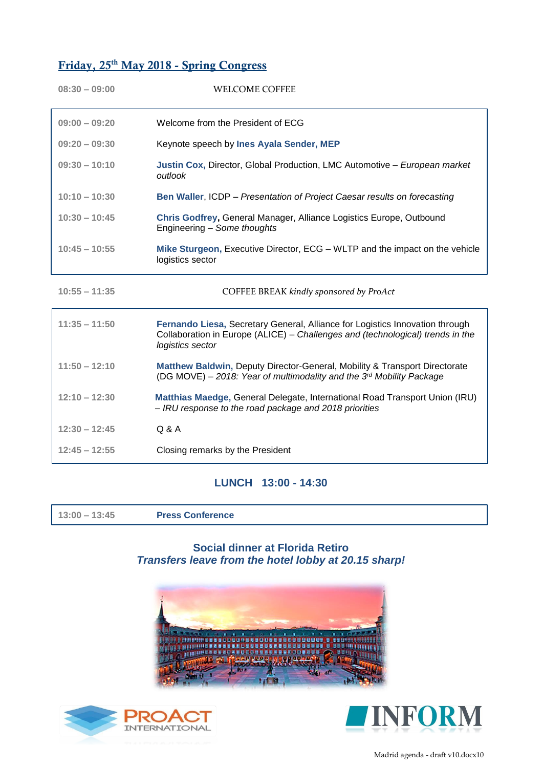## Friday, 25th May 2018 - Spring Congress

| | |
|---|---|
| 08:30 – 09:00 | WELCOME COFFEE |
| 09:00 – 09:20 | Welcome from the President of ECG |
| 09:20 – 09:30 | Keynote speech by **Ines Ayala Sender, MEP** |
| 09:30 – 10:10 | **Justin Cox,** Director, Global Production, LMC Automotive – *European market outlook* |
| 10:10 – 10:30 | **Ben Waller**, ICDP – *Presentation of Project Caesar results on forecasting* |
| 10:30 – 10:45 | **Chris Godfrey,** General Manager, Alliance Logistics Europe, Outbound Engineering – *Some thoughts* |
| 10:45 – 10:55 | **Mike Sturgeon,** Executive Director, ECG – WLTP and the impact on the vehicle logistics sector |
| 10:55 – 11:35 | COFFEE BREAK *kindly sponsored by ProAct* |
| 11:35 – 11:50 | **Fernando Liesa,** Secretary General, Alliance for Logistics Innovation through Collaboration in Europe (ALICE) – *Challenges and (technological) trends in the logistics sector* |
| 11:50 – 12:10 | **Matthew Baldwin,** Deputy Director-General, Mobility & Transport Directorate (DG MOVE) – *2018: Year of multimodality and the 3rd Mobility Package* |
| 12:10 – 12:30 | **Matthias Maedge,** General Delegate, International Road Transport Union (IRU) – *IRU response to the road package and 2018 priorities* |
| 12:30 – 12:45 | Q & A |
| 12:45 – 12:55 | Closing remarks by the President |

**LUNCH 13:00 - 14:30**

| | |
|---|---|
| 13:00 – 13:45 | **Press Conference** |

**Social dinner at Florida Retiro**

***Transfers leave from the hotel lobby at 20.15 sharp!***

PROACT INTERNATIONAL

INFORM